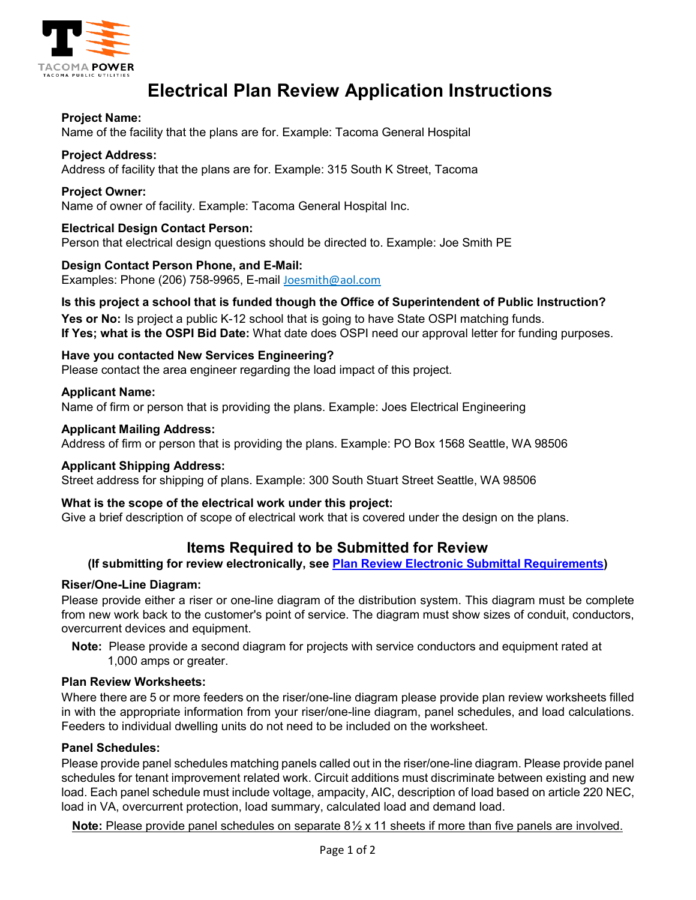TACOMA POWER
TACOMA PUBLIC UTILITIES

# Electrical Plan Review Application Instructions

**Project Name:**
Name of the facility that the plans are for. Example: Tacoma General Hospital

**Project Address:**
Address of facility that the plans are for. Example: 315 South K Street, Tacoma

**Project Owner:**
Name of owner of facility. Example: Tacoma General Hospital Inc.

**Electrical Design Contact Person:**
Person that electrical design questions should be directed to. Example: Joe Smith PE

**Design Contact Person Phone, and E-Mail:**
Examples: Phone (206) 758-9965, E-mail Joesmith@aol.com

**Is this project a school that is funded though the Office of Superintendent of Public Instruction?**
**Yes or No:** Is project a public K-12 school that is going to have State OSPI matching funds.
**If Yes; what is the OSPI Bid Date:** What date does OSPI need our approval letter for funding purposes.

**Have you contacted New Services Engineering?**
Please contact the area engineer regarding the load impact of this project.

**Applicant Name:**
Name of firm or person that is providing the plans. Example: Joes Electrical Engineering

**Applicant Mailing Address:**
Address of firm or person that is providing the plans. Example: PO Box 1568 Seattle, WA 98506

**Applicant Shipping Address:**
Street address for shipping of plans. Example: 300 South Stuart Street Seattle, WA 98506

**What is the scope of the electrical work under this project:**
Give a brief description of scope of electrical work that is covered under the design on the plans.

## Items Required to be Submitted for Review

**(If submitting for review electronically, see Plan Review Electronic Submittal Requirements)**

**Riser/One-Line Diagram:**
Please provide either a riser or one-line diagram of the distribution system. This diagram must be complete from new work back to the customer's point of service. The diagram must show sizes of conduit, conductors, overcurrent devices and equipment.

**Note:** Please provide a second diagram for projects with service conductors and equipment rated at 1,000 amps or greater.

**Plan Review Worksheets:**
Where there are 5 or more feeders on the riser/one-line diagram please provide plan review worksheets filled in with the appropriate information from your riser/one-line diagram, panel schedules, and load calculations. Feeders to individual dwelling units do not need to be included on the worksheet.

**Panel Schedules:**
Please provide panel schedules matching panels called out in the riser/one-line diagram. Please provide panel schedules for tenant improvement related work. Circuit additions must discriminate between existing and new load. Each panel schedule must include voltage, ampacity, AIC, description of load based on article 220 NEC, load in VA, overcurrent protection, load summary, calculated load and demand load.

**Note:** Please provide panel schedules on separate 8½ x 11 sheets if more than five panels are involved.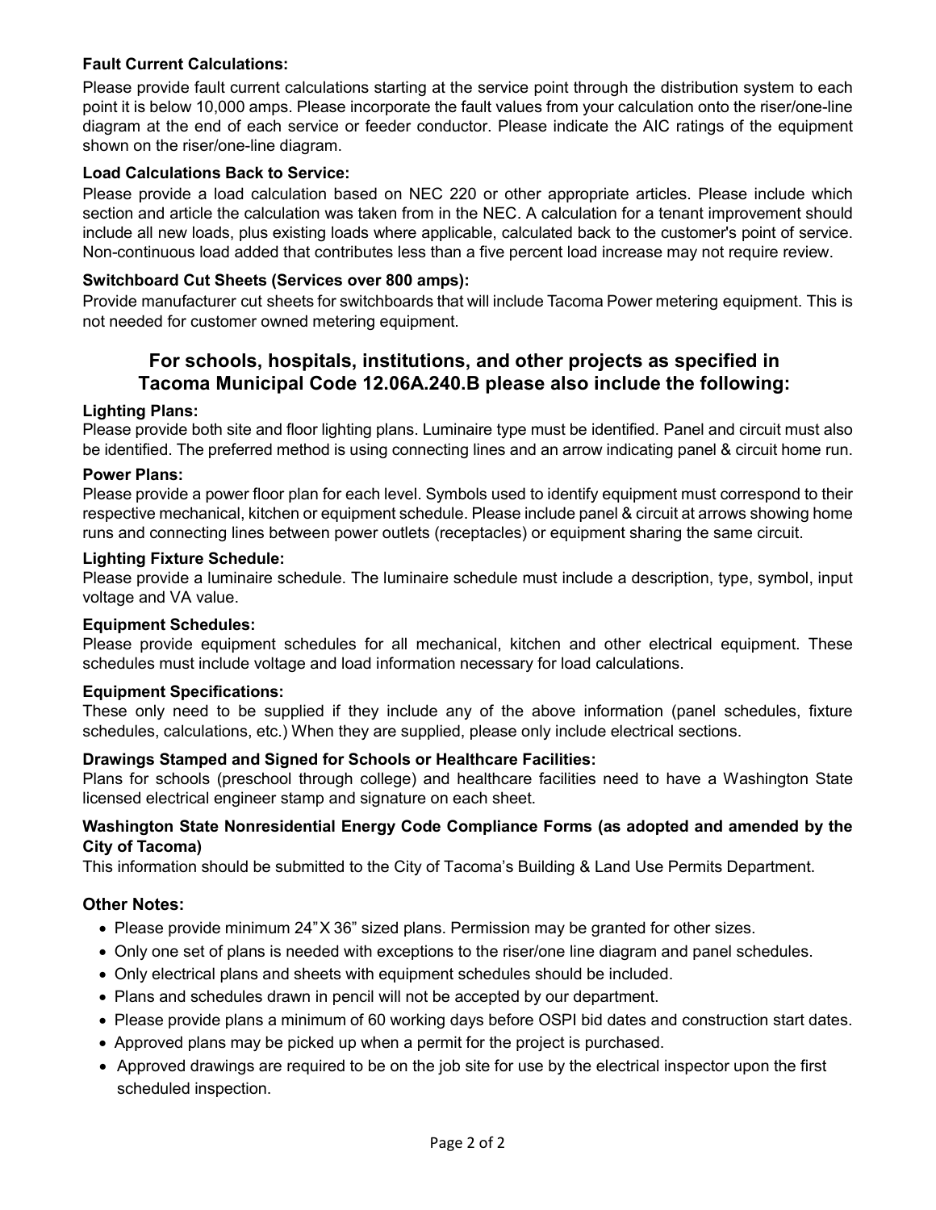**Fault Current Calculations:**

Please provide fault current calculations starting at the service point through the distribution system to each point it is below 10,000 amps. Please incorporate the fault values from your calculation onto the riser/one-line diagram at the end of each service or feeder conductor. Please indicate the AIC ratings of the equipment shown on the riser/one-line diagram.

**Load Calculations Back to Service:**

Please provide a load calculation based on NEC 220 or other appropriate articles. Please include which section and article the calculation was taken from in the NEC. A calculation for a tenant improvement should include all new loads, plus existing loads where applicable, calculated back to the customer's point of service. Non-continuous load added that contributes less than a five percent load increase may not require review.

**Switchboard Cut Sheets (Services over 800 amps):**

Provide manufacturer cut sheets for switchboards that will include Tacoma Power metering equipment. This is not needed for customer owned metering equipment.

## For schools, hospitals, institutions, and other projects as specified in Tacoma Municipal Code 12.06A.240.B please also include the following:

**Lighting Plans:**

Please provide both site and floor lighting plans. Luminaire type must be identified. Panel and circuit must also be identified. The preferred method is using connecting lines and an arrow indicating panel & circuit home run.

**Power Plans:**

Please provide a power floor plan for each level. Symbols used to identify equipment must correspond to their respective mechanical, kitchen or equipment schedule. Please include panel & circuit at arrows showing home runs and connecting lines between power outlets (receptacles) or equipment sharing the same circuit.

**Lighting Fixture Schedule:**

Please provide a luminaire schedule. The luminaire schedule must include a description, type, symbol, input voltage and VA value.

**Equipment Schedules:**

Please provide equipment schedules for all mechanical, kitchen and other electrical equipment. These schedules must include voltage and load information necessary for load calculations.

**Equipment Specifications:**

These only need to be supplied if they include any of the above information (panel schedules, fixture schedules, calculations, etc.) When they are supplied, please only include electrical sections.

**Drawings Stamped and Signed for Schools or Healthcare Facilities:**

Plans for schools (preschool through college) and healthcare facilities need to have a Washington State licensed electrical engineer stamp and signature on each sheet.

**Washington State Nonresidential Energy Code Compliance Forms (as adopted and amended by the City of Tacoma)**

This information should be submitted to the City of Tacoma's Building & Land Use Permits Department.

### Other Notes:

- Please provide minimum 24"X 36" sized plans. Permission may be granted for other sizes.
- Only one set of plans is needed with exceptions to the riser/one line diagram and panel schedules.
- Only electrical plans and sheets with equipment schedules should be included.
- Plans and schedules drawn in pencil will not be accepted by our department.
- Please provide plans a minimum of 60 working days before OSPI bid dates and construction start dates.
- Approved plans may be picked up when a permit for the project is purchased.
- Approved drawings are required to be on the job site for use by the electrical inspector upon the first scheduled inspection.